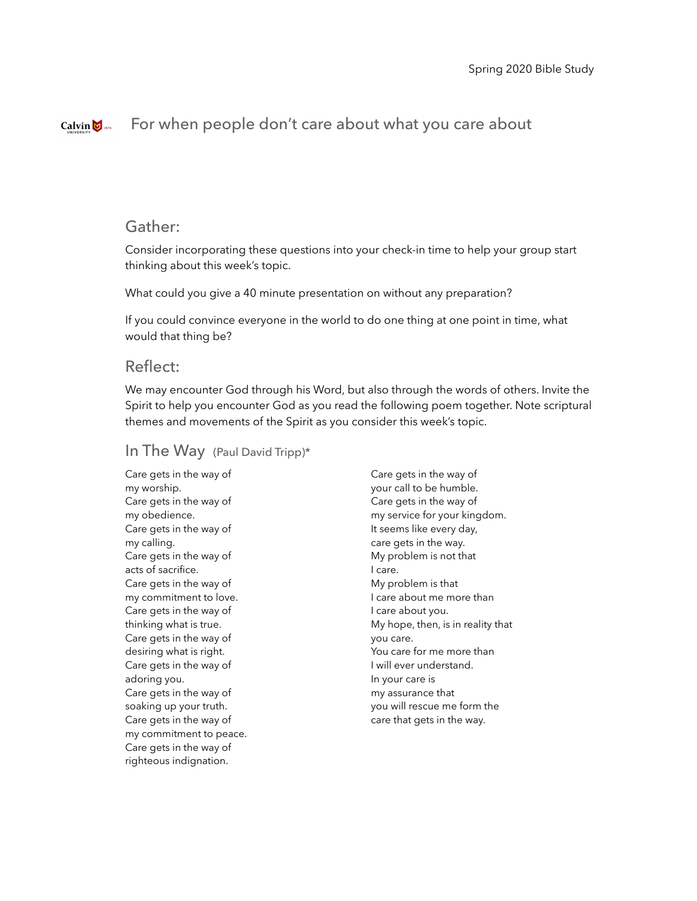Spring 2020 Bible Study

# For when people don't care about what you care about

## Gather:

Consider incorporating these questions into your check-in time to help your group start thinking about this week's topic.

What could you give a 40 minute presentation on without any preparation?

If you could convince everyone in the world to do one thing at one point in time, what would that thing be?

## Reflect:

We may encounter God through his Word, but also through the words of others. Invite the Spirit to help you encounter God as you read the following poem together. Note scriptural themes and movements of the Spirit as you consider this week's topic.

### In The Way (Paul David Tripp)*

Care gets in the way of
my worship.
Care gets in the way of
my obedience.
Care gets in the way of
my calling.
Care gets in the way of
acts of sacrifice.
Care gets in the way of
my commitment to love.
Care gets in the way of
thinking what is true.
Care gets in the way of
desiring what is right.
Care gets in the way of
adoring you.
Care gets in the way of
soaking up your truth.
Care gets in the way of
my commitment to peace.
Care gets in the way of
righteous indignation.
Care gets in the way of
your call to be humble.
Care gets in the way of
my service for your kingdom.
It seems like every day,
care gets in the way.
My problem is not that
I care.
My problem is that
I care about me more than
I care about you.
My hope, then, is in reality that
you care.
You care for me more than
I will ever understand.
In your care is
my assurance that
you will rescue me form the
care that gets in the way.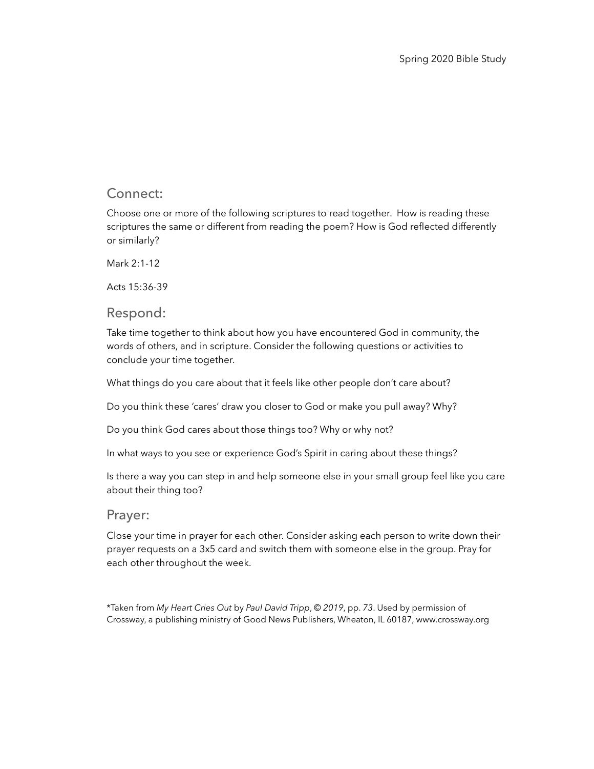## Connect:

Choose one or more of the following scriptures to read together.  How is reading these scriptures the same or different from reading the poem? How is God reflected differently or similarly?

Mark 2:1-12

Acts 15:36-39

## Respond:

Take time together to think about how you have encountered God in community, the words of others, and in scripture. Consider the following questions or activities to conclude your time together.

What things do you care about that it feels like other people don't care about?

Do you think these 'cares' draw you closer to God or make you pull away? Why?

Do you think God cares about those things too? Why or why not?

In what ways to you see or experience God's Spirit in caring about these things?

Is there a way you can step in and help someone else in your small group feel like you care about their thing too?

## Prayer:

Close your time in prayer for each other. Consider asking each person to write down their prayer requests on a 3x5 card and switch them with someone else in the group. Pray for each other throughout the week.

*Taken from *My Heart Cries Out* by *Paul David Tripp*, *© 2019*, pp. *73*. Used by permission of Crossway, a publishing ministry of Good News Publishers, Wheaton, IL 60187, www.crossway.org